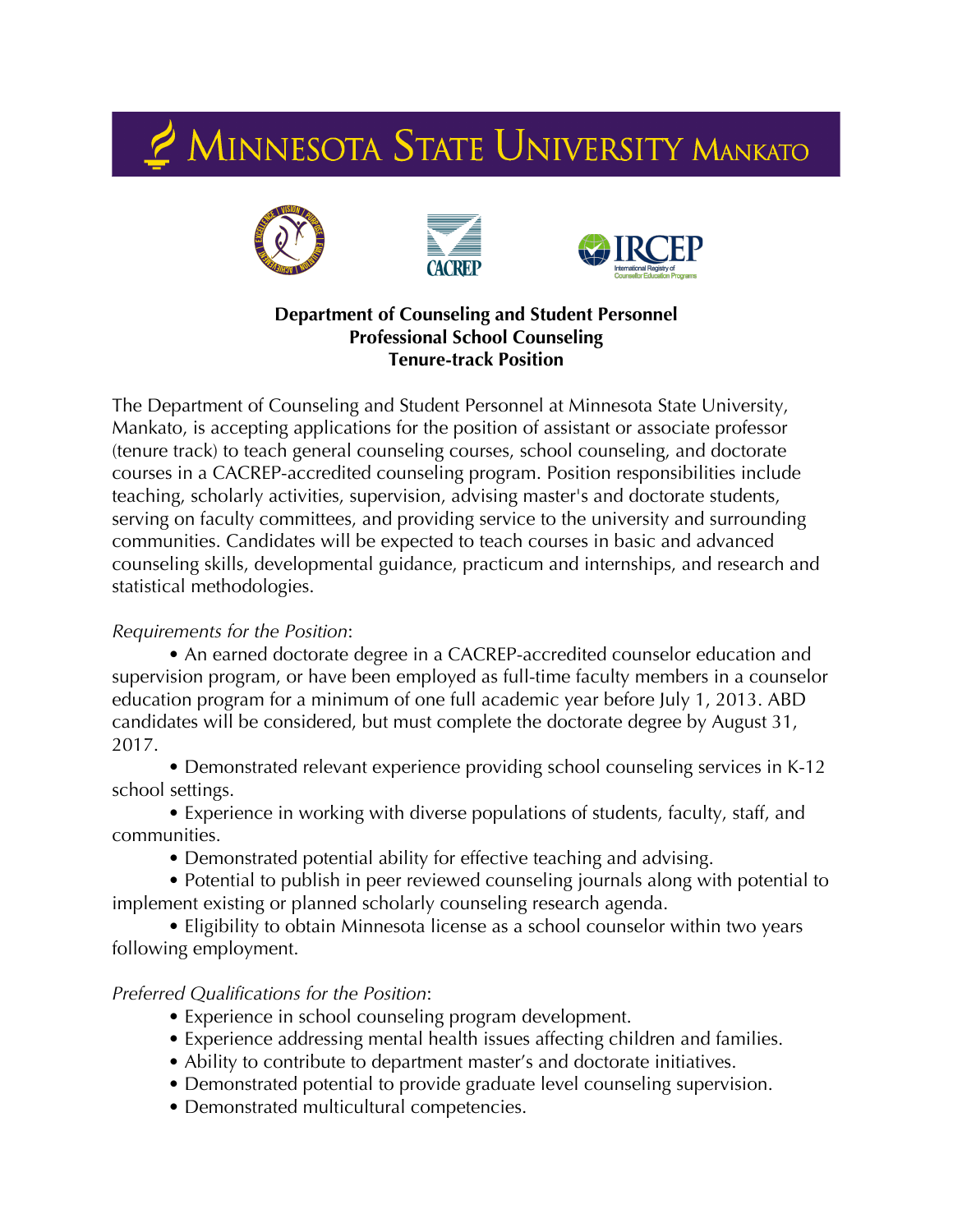# Minnesota State University Mankato

**Department of Counseling and Student Personnel**
**Professional School Counseling**
**Tenure-track Position**

The Department of Counseling and Student Personnel at Minnesota State University, Mankato, is accepting applications for the position of assistant or associate professor (tenure track) to teach general counseling courses, school counseling, and doctorate courses in a CACREP-accredited counseling program. Position responsibilities include teaching, scholarly activities, supervision, advising master's and doctorate students, serving on faculty committees, and providing service to the university and surrounding communities. Candidates will be expected to teach courses in basic and advanced counseling skills, developmental guidance, practicum and internships, and research and statistical methodologies.

*Requirements for the Position*:

- An earned doctorate degree in a CACREP-accredited counselor education and supervision program, or have been employed as full-time faculty members in a counselor education program for a minimum of one full academic year before July 1, 2013. ABD candidates will be considered, but must complete the doctorate degree by August 31, 2017.
- Demonstrated relevant experience providing school counseling services in K-12 school settings.
- Experience in working with diverse populations of students, faculty, staff, and communities.
- Demonstrated potential ability for effective teaching and advising.
- Potential to publish in peer reviewed counseling journals along with potential to implement existing or planned scholarly counseling research agenda.
- Eligibility to obtain Minnesota license as a school counselor within two years following employment.

*Preferred Qualifications for the Position*:

- Experience in school counseling program development.
- Experience addressing mental health issues affecting children and families.
- Ability to contribute to department master's and doctorate initiatives.
- Demonstrated potential to provide graduate level counseling supervision.
- Demonstrated multicultural competencies.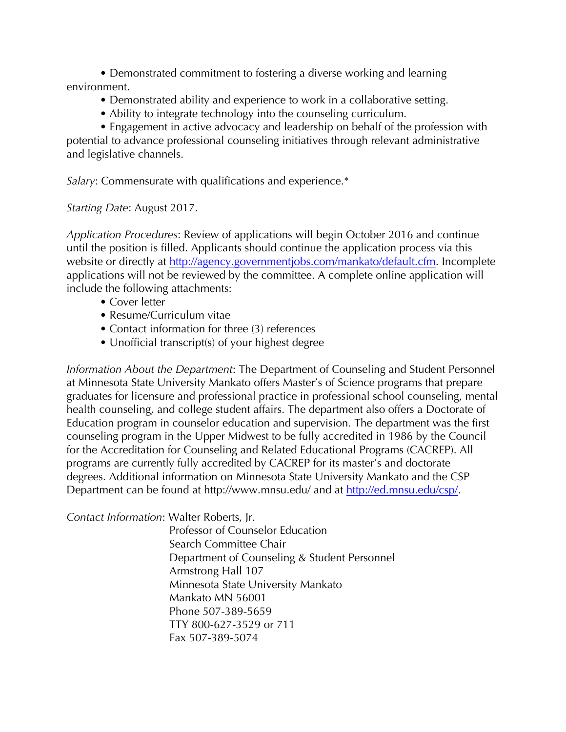- Demonstrated commitment to fostering a diverse working and learning environment.
- Demonstrated ability and experience to work in a collaborative setting.
- Ability to integrate technology into the counseling curriculum.
- Engagement in active advocacy and leadership on behalf of the profession with potential to advance professional counseling initiatives through relevant administrative and legislative channels.

*Salary*: Commensurate with qualifications and experience.*

*Starting Date*: August 2017.

*Application Procedures*: Review of applications will begin October 2016 and continue until the position is filled. Applicants should continue the application process via this website or directly at [http://agency.governmentjobs.com/mankato/default.cfm](http://agency.governmentjobs.com/mankato/default.cfm). Incomplete applications will not be reviewed by the committee. A complete online application will include the following attachments:

- Cover letter
- Resume/Curriculum vitae
- Contact information for three (3) references
- Unofficial transcript(s) of your highest degree

*Information About the Department*: The Department of Counseling and Student Personnel at Minnesota State University Mankato offers Master's of Science programs that prepare graduates for licensure and professional practice in professional school counseling, mental health counseling, and college student affairs. The department also offers a Doctorate of Education program in counselor education and supervision. The department was the first counseling program in the Upper Midwest to be fully accredited in 1986 by the Council for the Accreditation for Counseling and Related Educational Programs (CACREP). All programs are currently fully accredited by CACREP for its master's and doctorate degrees. Additional information on Minnesota State University Mankato and the CSP Department can be found at http://www.mnsu.edu/ and at [http://ed.mnsu.edu/csp/](http://ed.mnsu.edu/csp/).

*Contact Information*: Walter Roberts, Jr.
Professor of Counselor Education
Search Committee Chair
Department of Counseling & Student Personnel
Armstrong Hall 107
Minnesota State University Mankato
Mankato MN 56001
Phone 507-389-5659
TTY 800-627-3529 or 711
Fax 507-389-5074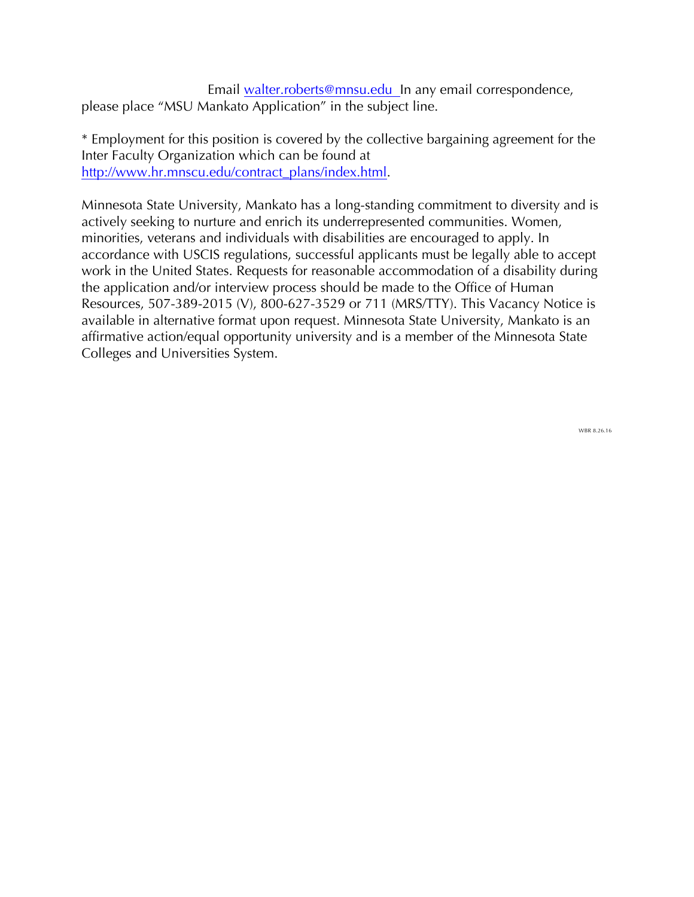Email walter.roberts@mnsu.edu In any email correspondence, please place "MSU Mankato Application" in the subject line.

* Employment for this position is covered by the collective bargaining agreement for the Inter Faculty Organization which can be found at http://www.hr.mnscu.edu/contract_plans/index.html.

Minnesota State University, Mankato has a long-standing commitment to diversity and is actively seeking to nurture and enrich its underrepresented communities. Women, minorities, veterans and individuals with disabilities are encouraged to apply. In accordance with USCIS regulations, successful applicants must be legally able to accept work in the United States. Requests for reasonable accommodation of a disability during the application and/or interview process should be made to the Office of Human Resources, 507-389-2015 (V), 800-627-3529 or 711 (MRS/TTY). This Vacancy Notice is available in alternative format upon request. Minnesota State University, Mankato is an affirmative action/equal opportunity university and is a member of the Minnesota State Colleges and Universities System.

WBR 8.26.16